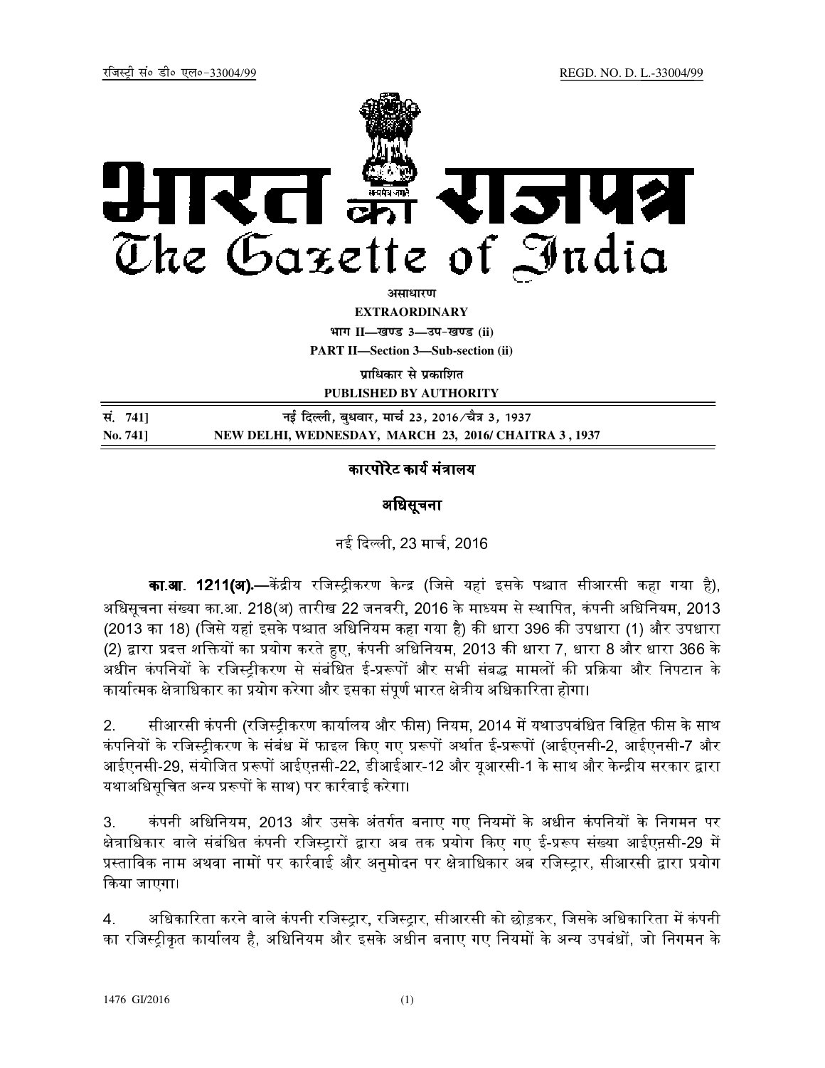रजिस्ट्री सं० डी० एल०-33004/99 REGD. NO. D. L.-33004/99

# भारत का राजपत्र
# The Gazette of India

**असाधारण**

**EXTRAORDINARY**

**भाग II—खण्ड 3—उप-खण्ड (ii)**

**PART II—Section 3—Sub-section (ii)**

**प्राधिकार से प्रकाशित**

**PUBLISHED BY AUTHORITY**

| सं. 741] | नई दिल्ली, बुधवार, मार्च 23, 2016/चैत्र 3, 1937 |
|---|---|
| **No. 741]** | **NEW DELHI, WEDNESDAY, MARCH 23, 2016/ CHAITRA 3 , 1937** |

## कारपोरेट कार्य मंत्रालय

## अधिसूचना

नई दिल्ली, 23 मार्च, 2016

**का.आ. 1211(अ).**—केंद्रीय रजिस्ट्रीकरण केन्द्र (जिसे यहां इसके पश्चात सीआरसी कहा गया है), अधिसूचना संख्या का.आ. 218(अ) तारीख 22 जनवरी, 2016 के माध्यम से स्थापित, कंपनी अधिनियम, 2013 (2013 का 18) (जिसे यहां इसके पश्चात अधिनियम कहा गया है) की धारा 396 की उपधारा (1) और उपधारा (2) द्वारा प्रदत्त शक्तियों का प्रयोग करते हुए, कंपनी अधिनियम, 2013 की धारा 7, धारा 8 और धारा 366 के अधीन कंपनियों के रजिस्ट्रीकरण से संबंधित ई-प्ररूपों और सभी संबद्ध मामलों की प्रक्रिया और निपटान के कार्यात्मक क्षेत्राधिकार का प्रयोग करेगा और इसका संपूर्ण भारत क्षेत्रीय अधिकारिता होगा।

2. सीआरसी कंपनी (रजिस्ट्रीकरण कार्यालय और फीस) नियम, 2014 में यथाउपबंधित विहित फीस के साथ कंपनियों के रजिस्ट्रीकरण के संबंध में फाइल किए गए प्ररूपों अर्थात ई-प्ररूपों (आईएनसी-2, आईएनसी-7 और आईएनसी-29, संयोजित प्ररूपों आईएनसी-22, डीआईआर-12 और यूआरसी-1 के साथ और केन्द्रीय सरकार द्वारा यथाअधिसूचित अन्य प्ररूपों के साथ) पर कार्रवाई करेगा।

3. कंपनी अधिनियम, 2013 और उसके अंतर्गत बनाए गए नियमों के अधीन कंपनियों के निगमन पर क्षेत्राधिकार वाले संबंधित कंपनी रजिस्ट्रारों द्वारा अब तक प्रयोग किए गए ई-प्ररूप संख्या आईएनसी-29 में प्रस्ताविक नाम अथवा नामों पर कार्रवाई और अनुमोदन पर क्षेत्राधिकार अब रजिस्ट्रार, सीआरसी द्वारा प्रयोग किया जाएगा।

4. अधिकारिता करने वाले कंपनी रजिस्ट्रार, रजिस्ट्रार, सीआरसी को छोड़कर, जिसके अधिकारिता में कंपनी का रजिस्ट्रीकृत कार्यालय है, अधिनियम और इसके अधीन बनाए गए नियमों के अन्य उपबंधों, जो निगमन के

1476 GI/2016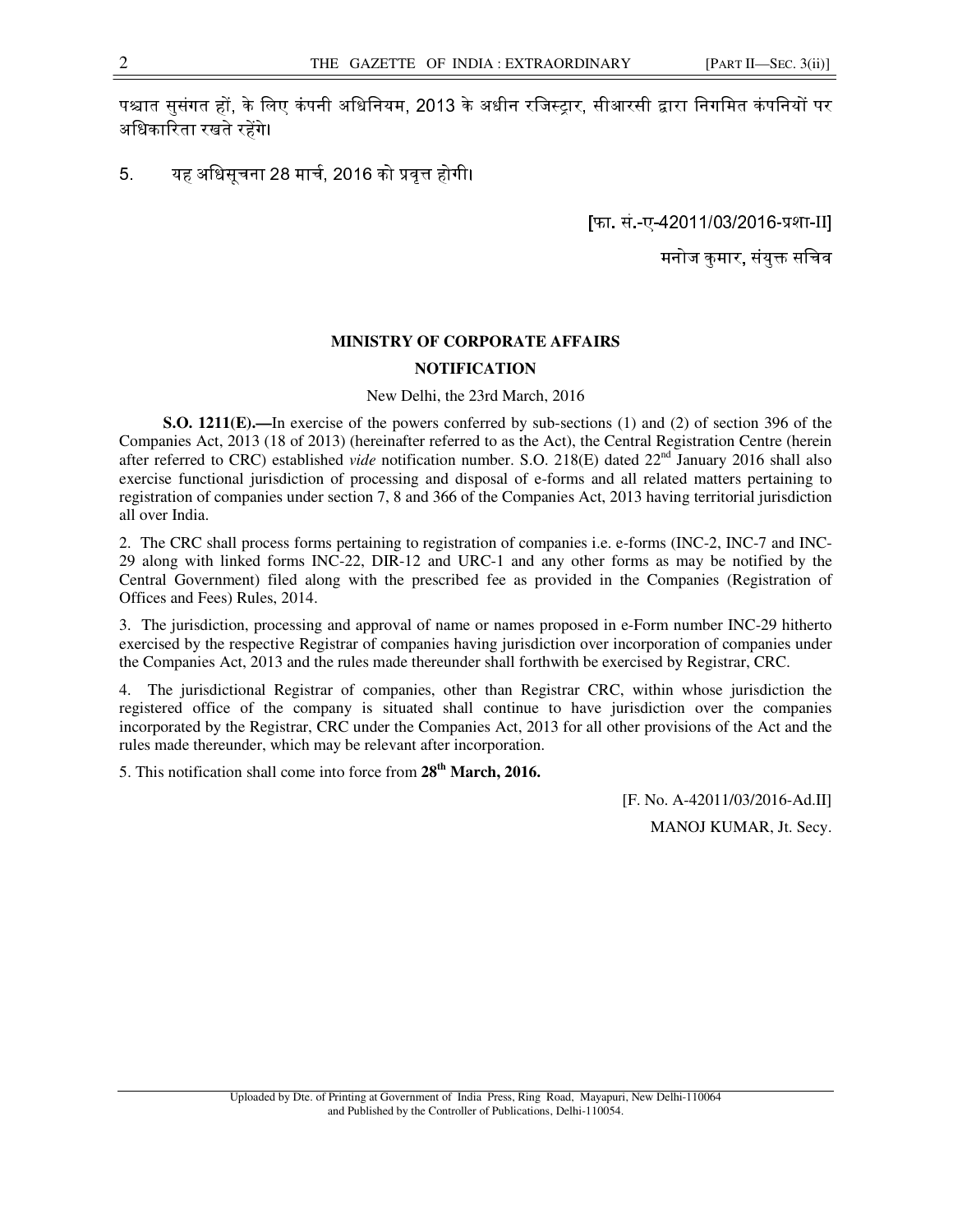पश्चात सुसंगत हों, के लिए कंपनी अधिनियम, 2013 के अधीन रजिस्ट्रार, सीआरसी द्वारा निगमित कंपनियों पर अधिकारिता रखते रहेंगे।

5. यह अधिसूचना 28 मार्च, 2016 को प्रवृत्त होगी।

[फा. सं.-ए-42011/03/2016-प्रशा-II]

मनोज कुमार, संयुक्त सचिव

## MINISTRY OF CORPORATE AFFAIRS

### NOTIFICATION

New Delhi, the 23rd March, 2016

**S.O. 1211(E).—**In exercise of the powers conferred by sub-sections (1) and (2) of section 396 of the Companies Act, 2013 (18 of 2013) (hereinafter referred to as the Act), the Central Registration Centre (herein after referred to CRC) established *vide* notification number. S.O. 218(E) dated 22nd January 2016 shall also exercise functional jurisdiction of processing and disposal of e-forms and all related matters pertaining to registration of companies under section 7, 8 and 366 of the Companies Act, 2013 having territorial jurisdiction all over India.

2. The CRC shall process forms pertaining to registration of companies i.e. e-forms (INC-2, INC-7 and INC-29 along with linked forms INC-22, DIR-12 and URC-1 and any other forms as may be notified by the Central Government) filed along with the prescribed fee as provided in the Companies (Registration of Offices and Fees) Rules, 2014.

3. The jurisdiction, processing and approval of name or names proposed in e-Form number INC-29 hitherto exercised by the respective Registrar of companies having jurisdiction over incorporation of companies under the Companies Act, 2013 and the rules made thereunder shall forthwith be exercised by Registrar, CRC.

4. The jurisdictional Registrar of companies, other than Registrar CRC, within whose jurisdiction the registered office of the company is situated shall continue to have jurisdiction over the companies incorporated by the Registrar, CRC under the Companies Act, 2013 for all other provisions of the Act and the rules made thereunder, which may be relevant after incorporation.

5. This notification shall come into force from **28th March, 2016.**

[F. No. A-42011/03/2016-Ad.II]

MANOJ KUMAR, Jt. Secy.

Uploaded by Dte. of Printing at Government of India Press, Ring Road, Mayapuri, New Delhi-110064 and Published by the Controller of Publications, Delhi-110054.